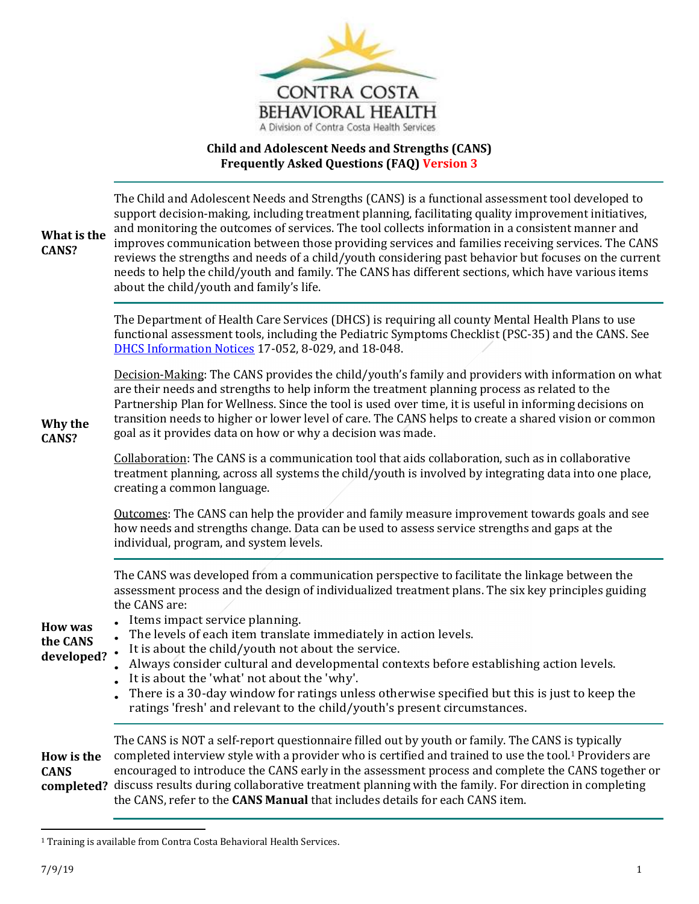# Contra Costa Behavioral Health
A Division of Contra Costa Health Services

## Child and Adolescent Needs and Strengths (CANS) Frequently Asked Questions (FAQ) Version 3

---

**What is the CANS?**

The Child and Adolescent Needs and Strengths (CANS) is a functional assessment tool developed to support decision-making, including treatment planning, facilitating quality improvement initiatives, and monitoring the outcomes of services. The tool collects information in a consistent manner and improves communication between those providing services and families receiving services. The CANS reviews the strengths and needs of a child/youth considering past behavior but focuses on the current needs to help the child/youth and family. The CANS has different sections, which have various items about the child/youth and family's life.

---

**Why the CANS?**

The Department of Health Care Services (DHCS) is requiring all county Mental Health Plans to use functional assessment tools, including the Pediatric Symptoms Checklist (PSC-35) and the CANS. See DHCS Information Notices 17-052, 8-029, and 18-048.

Decision-Making: The CANS provides the child/youth's family and providers with information on what are their needs and strengths to help inform the treatment planning process as related to the Partnership Plan for Wellness. Since the tool is used over time, it is useful in informing decisions on transition needs to higher or lower level of care. The CANS helps to create a shared vision or common goal as it provides data on how or why a decision was made.

Collaboration: The CANS is a communication tool that aids collaboration, such as in collaborative treatment planning, across all systems the child/youth is involved by integrating data into one place, creating a common language.

Outcomes: The CANS can help the provider and family measure improvement towards goals and see how needs and strengths change. Data can be used to assess service strengths and gaps at the individual, program, and system levels.

---

**How was the CANS developed?**

The CANS was developed from a communication perspective to facilitate the linkage between the assessment process and the design of individualized treatment plans. The six key principles guiding the CANS are:

- Items impact service planning.
- The levels of each item translate immediately in action levels.
- It is about the child/youth not about the service.
- Always consider cultural and developmental contexts before establishing action levels.
- It is about the 'what' not about the 'why'.
- There is a 30-day window for ratings unless otherwise specified but this is just to keep the ratings 'fresh' and relevant to the child/youth's present circumstances.

---

**How is the CANS completed?**

The CANS is NOT a self-report questionnaire filled out by youth or family. The CANS is typically completed interview style with a provider who is certified and trained to use the tool.[1] Providers are encouraged to introduce the CANS early in the assessment process and complete the CANS together or discuss results during collaborative treatment planning with the family. For direction in completing the CANS, refer to the **CANS Manual** that includes details for each CANS item.

---

[1] Training is available from Contra Costa Behavioral Health Services.

7/9/19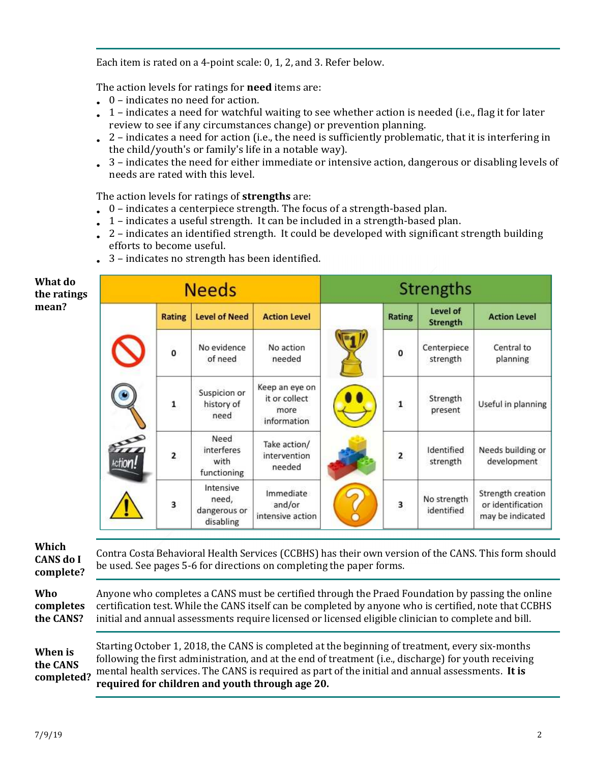Each item is rated on a 4-point scale: 0, 1, 2, and 3. Refer below.

The action levels for ratings for **need** items are:

- 0 – indicates no need for action.
- 1 – indicates a need for watchful waiting to see whether action is needed (i.e., flag it for later review to see if any circumstances change) or prevention planning.
- 2 – indicates a need for action (i.e., the need is sufficiently problematic, that it is interfering in the child/youth's or family's life in a notable way).
- 3 – indicates the need for either immediate or intensive action, dangerous or disabling levels of needs are rated with this level.

The action levels for ratings of **strengths** are:

- 0 – indicates a centerpiece strength. The focus of a strength-based plan.
- 1 – indicates a useful strength. It can be included in a strength-based plan.
- 2 – indicates an identified strength. It could be developed with significant strength building efforts to become useful.
- 3 – indicates no strength has been identified.

**What do the ratings mean?**

| Needs | | | | Strengths | | | |
|---|---|---|---|---|---|---|---|
| | Rating | Level of Need | Action Level | | Rating | Level of Strength | Action Level |
| | 0 | No evidence of need | No action needed | | 0 | Centerpiece strength | Central to planning |
| | 1 | Suspicion or history of need | Keep an eye on it or collect more information | | 1 | Strength present | Useful in planning |
| | 2 | Need interferes with functioning | Take action/ intervention needed | | 2 | Identified strength | Needs building or development |
| | 3 | Intensive need, dangerous or disabling | Immediate and/or intensive action | | 3 | No strength identified | Strength creation or identification may be indicated |

**Which CANS do I complete?**

Contra Costa Behavioral Health Services (CCBHS) has their own version of the CANS. This form should be used. See pages 5-6 for directions on completing the paper forms.

**Who completes the CANS?**

Anyone who completes a CANS must be certified through the Praed Foundation by passing the online certification test. While the CANS itself can be completed by anyone who is certified, note that CCBHS initial and annual assessments require licensed or licensed eligible clinician to complete and bill.

**When is the CANS completed?**

Starting October 1, 2018, the CANS is completed at the beginning of treatment, every six-months following the first administration, and at the end of treatment (i.e., discharge) for youth receiving mental health services. The CANS is required as part of the initial and annual assessments. **It is required for children and youth through age 20.**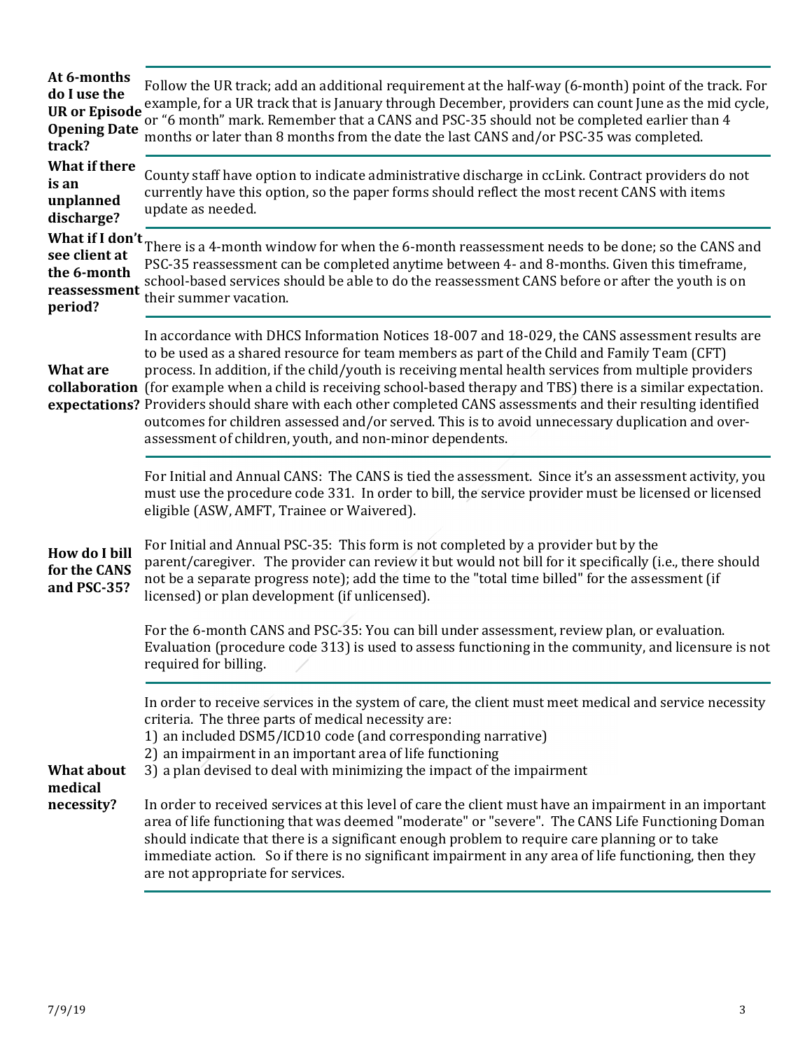| | |
|---|---|
| **At 6-months do I use the UR or Episode Opening Date track?** | Follow the UR track; add an additional requirement at the half-way (6-month) point of the track. For example, for a UR track that is January through December, providers can count June as the mid cycle, or "6 month" mark. Remember that a CANS and PSC-35 should not be completed earlier than 4 months or later than 8 months from the date the last CANS and/or PSC-35 was completed. |
| **What if there is an unplanned discharge?** | County staff have option to indicate administrative discharge in ccLink. Contract providers do not currently have this option, so the paper forms should reflect the most recent CANS with items update as needed. |
| **What if I don't see client at the 6-month reassessment period?** | There is a 4-month window for when the 6-month reassessment needs to be done; so the CANS and PSC-35 reassessment can be completed anytime between 4- and 8-months. Given this timeframe, school-based services should be able to do the reassessment CANS before or after the youth is on their summer vacation. |
| **What are collaboration expectations?** | In accordance with DHCS Information Notices 18-007 and 18-029, the CANS assessment results are to be used as a shared resource for team members as part of the Child and Family Team (CFT) process. In addition, if the child/youth is receiving mental health services from multiple providers (for example when a child is receiving school-based therapy and TBS) there is a similar expectation. Providers should share with each other completed CANS assessments and their resulting identified outcomes for children assessed and/or served. This is to avoid unnecessary duplication and over-assessment of children, youth, and non-minor dependents. |
| **How do I bill for the CANS and PSC-35?** | For Initial and Annual CANS: The CANS is tied the assessment. Since it's an assessment activity, you must use the procedure code 331. In order to bill, the service provider must be licensed or licensed eligible (ASW, AMFT, Trainee or Waivered).<br><br>For Initial and Annual PSC-35: This form is not completed by a provider but by the parent/caregiver. The provider can review it but would not bill for it specifically (i.e., there should not be a separate progress note); add the time to the "total time billed" for the assessment (if licensed) or plan development (if unlicensed).<br><br>For the 6-month CANS and PSC-35: You can bill under assessment, review plan, or evaluation. Evaluation (procedure code 313) is used to assess functioning in the community, and licensure is not required for billing. |
| **What about medical necessity?** | In order to receive services in the system of care, the client must meet medical and service necessity criteria. The three parts of medical necessity are:<br>1) an included DSM5/ICD10 code (and corresponding narrative)<br>2) an impairment in an important area of life functioning<br>3) a plan devised to deal with minimizing the impact of the impairment<br><br>In order to received services at this level of care the client must have an impairment in an important area of life functioning that was deemed "moderate" or "severe". The CANS Life Functioning Doman should indicate that there is a significant enough problem to require care planning or to take immediate action. So if there is no significant impairment in any area of life functioning, then they are not appropriate for services. |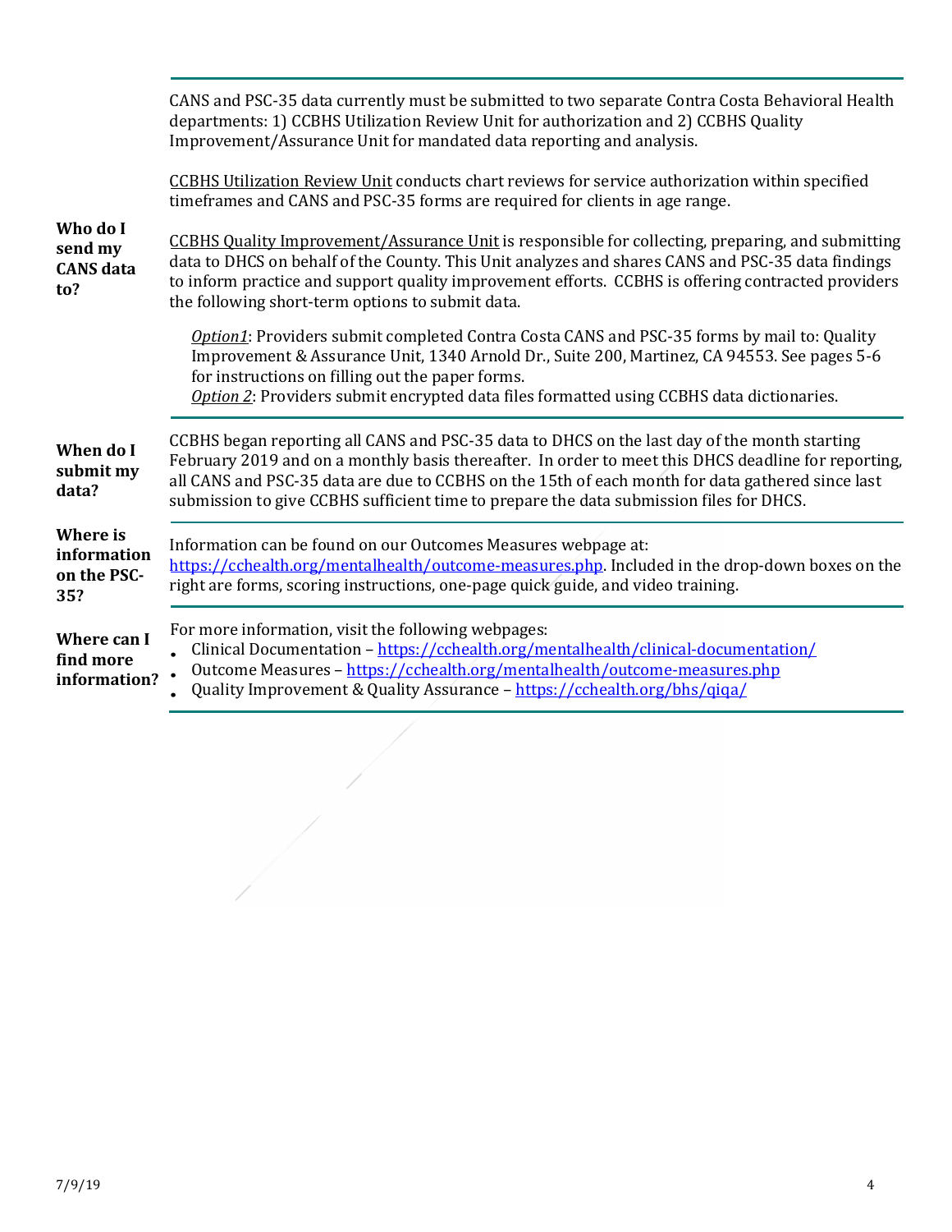## Who do I send my CANS data to?

CANS and PSC-35 data currently must be submitted to two separate Contra Costa Behavioral Health departments: 1) CCBHS Utilization Review Unit for authorization and 2) CCBHS Quality Improvement/Assurance Unit for mandated data reporting and analysis.

CCBHS Utilization Review Unit conducts chart reviews for service authorization within specified timeframes and CANS and PSC-35 forms are required for clients in age range.

CCBHS Quality Improvement/Assurance Unit is responsible for collecting, preparing, and submitting data to DHCS on behalf of the County. This Unit analyzes and shares CANS and PSC-35 data findings to inform practice and support quality improvement efforts. CCBHS is offering contracted providers the following short-term options to submit data.

*Option1*: Providers submit completed Contra Costa CANS and PSC-35 forms by mail to: Quality Improvement & Assurance Unit, 1340 Arnold Dr., Suite 200, Martinez, CA 94553. See pages 5-6 for instructions on filling out the paper forms.
*Option 2*: Providers submit encrypted data files formatted using CCBHS data dictionaries.

## When do I submit my data?

CCBHS began reporting all CANS and PSC-35 data to DHCS on the last day of the month starting February 2019 and on a monthly basis thereafter. In order to meet this DHCS deadline for reporting, all CANS and PSC-35 data are due to CCBHS on the 15th of each month for data gathered since last submission to give CCBHS sufficient time to prepare the data submission files for DHCS.

## Where is information on the PSC-35?

Information can be found on our Outcomes Measures webpage at: https://cchealth.org/mentalhealth/outcome-measures.php. Included in the drop-down boxes on the right are forms, scoring instructions, one-page quick guide, and video training.

## Where can I find more information?

For more information, visit the following webpages:

- Clinical Documentation – https://cchealth.org/mentalhealth/clinical-documentation/
- Outcome Measures – https://cchealth.org/mentalhealth/outcome-measures.php
- Quality Improvement & Quality Assurance – https://cchealth.org/bhs/qiqa/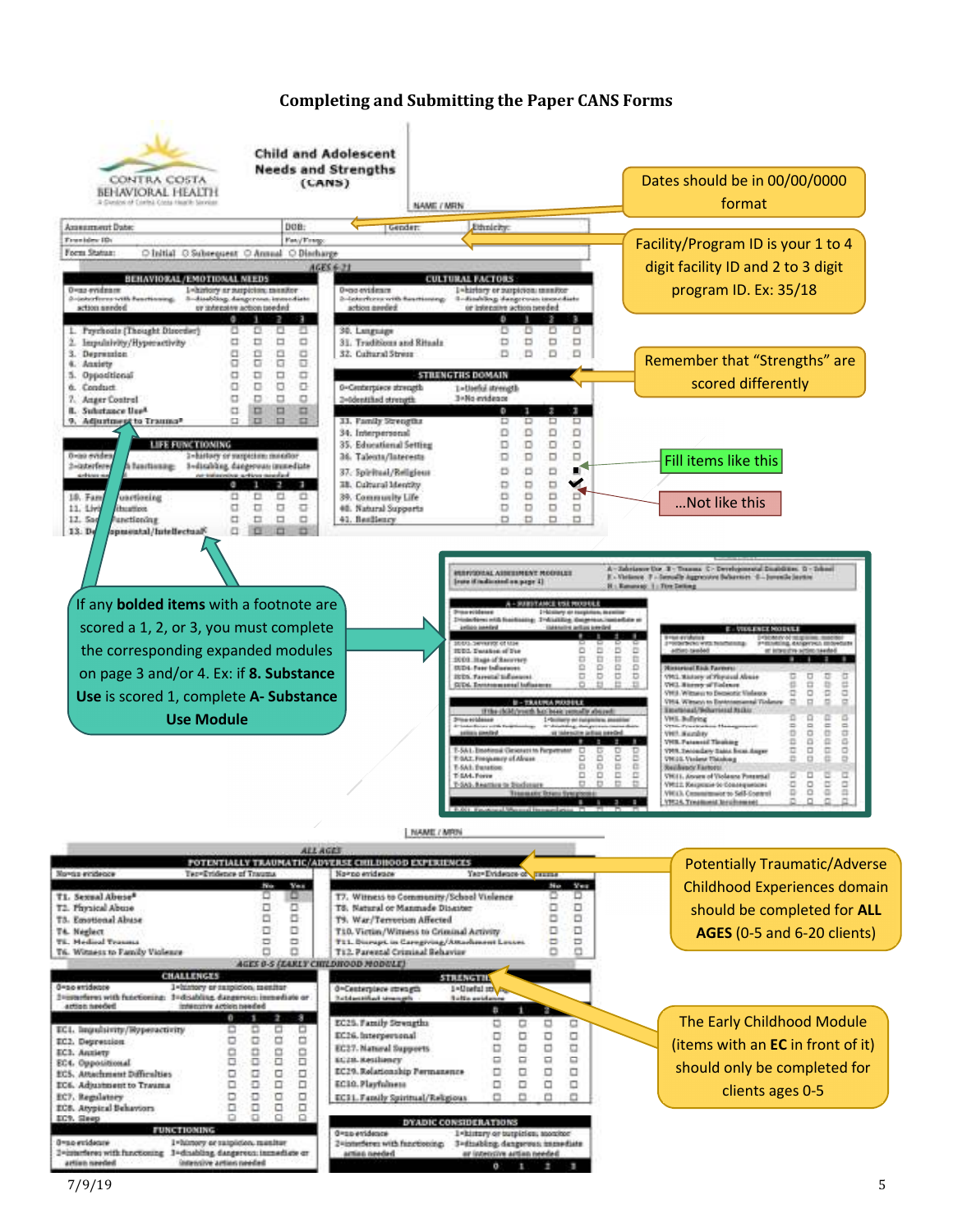# Completing and Submitting the Paper CANS Forms

Dates should be in 00/00/0000 format

Facility/Program ID is your 1 to 4 digit facility ID and 2 to 3 digit program ID. Ex: 35/18

Remember that "Strengths" are scored differently

Fill items like this

...Not like this

If any **bolded items** with a footnote are scored a 1, 2, or 3, you must complete the corresponding expanded modules on page 3 and/or 4. Ex: if **8. Substance Use** is scored 1, complete **A- Substance Use Module**

Potentially Traumatic/Adverse Childhood Experiences domain should be completed for **ALL AGES** (0-5 and 6-20 clients)

The Early Childhood Module (items with an **EC** in front of it) should only be completed for clients ages 0-5

7/9/19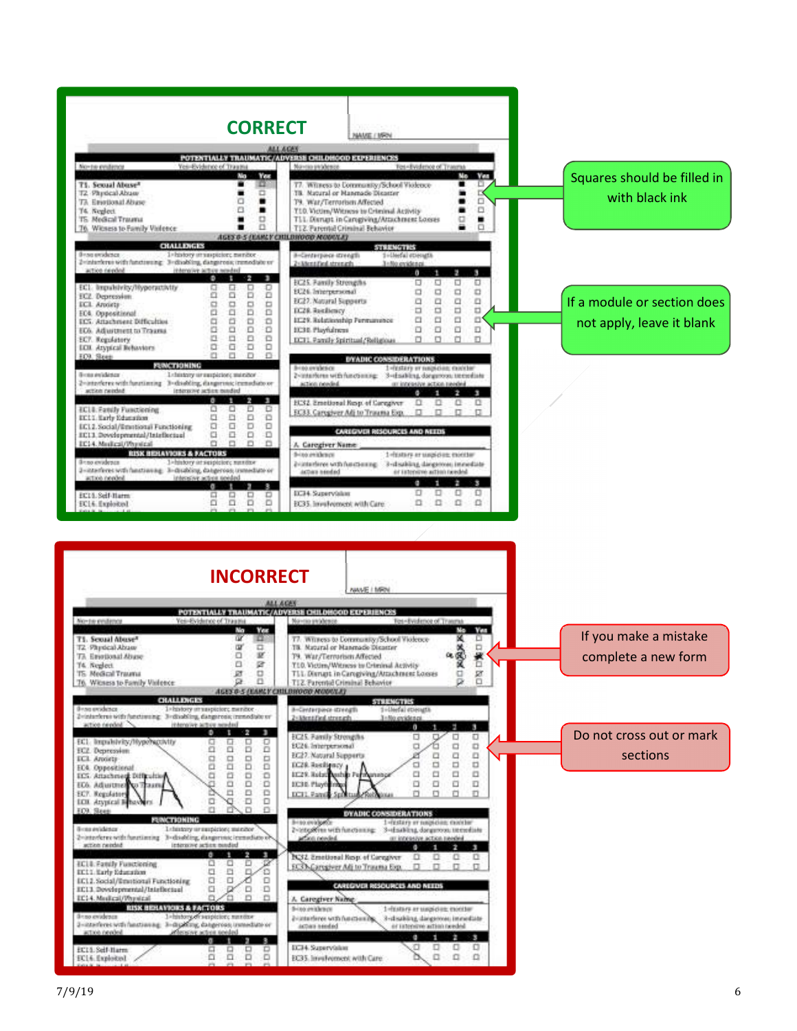## CORRECT

NAME / MRN

ALL AGES

POTENTIALLY TRAUMATIC/ADVERSE CHILDHOOD EXPERIENCES

No=no evidence Yes=Evidence of Trauma

| | No | Yes | | No | Yes |
|---|---|---|---|---|---|
| T1. Sexual Abuse* | ■ | □ | T7. Witness to Community/School Violence | ■ | □ |
| T2. Physical Abuse | ■ | □ | T8. Natural or Manmade Disaster | ■ | □ |
| T3. Emotional Abuse | □ | ■ | T9. War/Terrorism Affected | ■ | □ |
| T4. Neglect | □ | ■ | T10. Victim/Witness to Criminal Activity | ■ | □ |
| T5. Medical Trauma | ■ | □ | T11. Disrupt in Caregiving/Attachment Losses | □ | ■ |
| T6. Witness to Family Violence | ■ | □ | T12. Parental Criminal Behavior | ■ | □ |

AGES 0-5 (EARLY CHILDHOOD MODULE)

**CHALLENGES**

0=no evidence 1=history or suspicion; monitor
2=interferes with functioning; action needed 3=disabling, dangerous; immediate or intensive action needed

| | 0 | 1 | 2 | 3 |
|---|---|---|---|---|
| EC1. Impulsivity/Hyperactivity | □ | □ | □ | □ |
| EC2. Depression | □ | □ | □ | □ |
| EC3. Anxiety | □ | □ | □ | □ |
| EC4. Oppositional | □ | □ | □ | □ |
| EC5. Attachment Difficulties | □ | □ | □ | □ |
| EC6. Adjustment to Trauma | □ | □ | □ | □ |
| EC7. Regulatory | □ | □ | □ | □ |
| EC8. Atypical Behaviors | □ | □ | □ | □ |
| EC9. Sleep | □ | □ | □ | □ |

**FUNCTIONING**

| | 0 | 1 | 2 | 3 |
|---|---|---|---|---|
| EC10. Family Functioning | □ | □ | □ | □ |
| EC11. Early Education | □ | □ | □ | □ |
| EC12. Social/Emotional Functioning | □ | □ | □ | □ |
| EC13. Developmental/Intellectual | □ | □ | □ | □ |
| EC14. Medical/Physical | □ | □ | □ | □ |

**RISK BEHAVIORS & FACTORS**

| | 0 | 1 | 2 | 3 |
|---|---|---|---|---|
| EC15. Self-Harm | □ | □ | □ | □ |
| EC16. Exploited | □ | □ | □ | □ |

**STRENGTHS**

0=Centerpiece strength 1=Useful strength
2=Identified strength 3=No evidence

| | 0 | 1 | 2 | 3 |
|---|---|---|---|---|
| EC25. Family Strengths | □ | □ | □ | □ |
| EC26. Interpersonal | □ | □ | □ | □ |
| EC27. Natural Supports | □ | □ | □ | □ |
| EC28. Resiliency | □ | □ | □ | □ |
| EC29. Relationship Permanence | □ | □ | □ | □ |
| EC30. Playfulness | □ | □ | □ | □ |
| EC31. Family Spiritual/Religious | □ | □ | □ | □ |

**DYADIC CONSIDERATIONS**

| | 0 | 1 | 2 | 3 |
|---|---|---|---|---|
| EC32. Emotional Resp. of Caregiver | □ | □ | □ | □ |
| EC33. Caregiver Adj to Trauma Exp. | □ | □ | □ | □ |

**CAREGIVER RESOURCES AND NEEDS**

A. Caregiver Name

| | 0 | 1 | 2 | 3 |
|---|---|---|---|---|
| EC34. Supervision | □ | □ | □ | □ |
| EC35. Involvement with Care | □ | □ | □ | □ |

Squares should be filled in with black ink

If a module or section does not apply, leave it blank

## INCORRECT

NAME / MRN

ALL AGES

POTENTIALLY TRAUMATIC/ADVERSE CHILDHOOD EXPERIENCES

(Same form with checkmarks, X marks, crossed-out corrections, and "NA" written across the Challenges and Strengths sections.)

If you make a mistake complete a new form

Do not cross out or mark sections